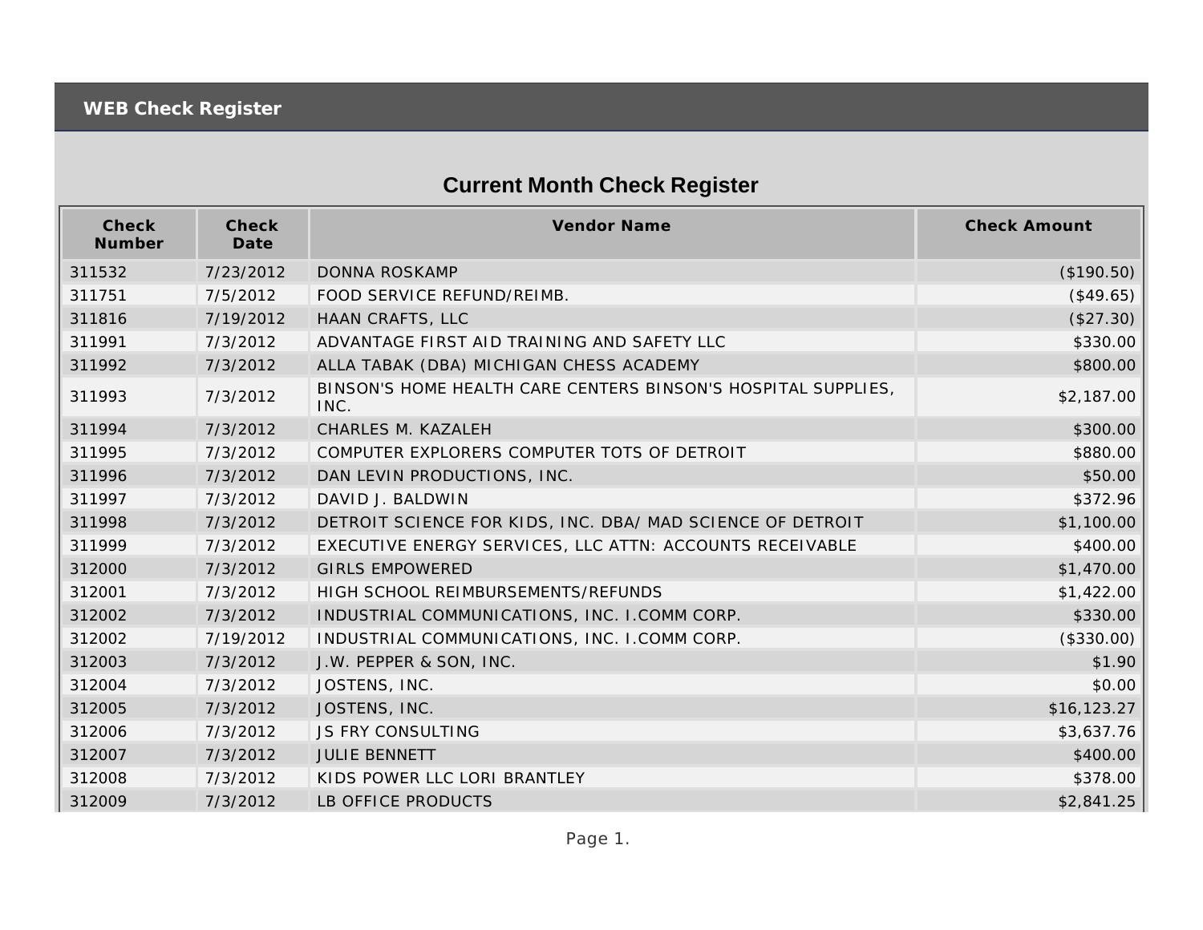## WEB Check Register

# Current Month Check Register

| Check Number | Check Date | Vendor Name | Check Amount |
|---|---|---|---|
| 311532 | 7/23/2012 | DONNA ROSKAMP | ($190.50) |
| 311751 | 7/5/2012 | FOOD SERVICE REFUND/REIMB. | ($49.65) |
| 311816 | 7/19/2012 | HAAN CRAFTS, LLC | ($27.30) |
| 311991 | 7/3/2012 | ADVANTAGE FIRST AID TRAINING AND SAFETY LLC | $330.00 |
| 311992 | 7/3/2012 | ALLA TABAK (DBA) MICHIGAN CHESS ACADEMY | $800.00 |
| 311993 | 7/3/2012 | BINSON'S HOME HEALTH CARE CENTERS BINSON'S HOSPITAL SUPPLIES, INC. | $2,187.00 |
| 311994 | 7/3/2012 | CHARLES M. KAZALEH | $300.00 |
| 311995 | 7/3/2012 | COMPUTER EXPLORERS COMPUTER TOTS OF DETROIT | $880.00 |
| 311996 | 7/3/2012 | DAN LEVIN PRODUCTIONS, INC. | $50.00 |
| 311997 | 7/3/2012 | DAVID J. BALDWIN | $372.96 |
| 311998 | 7/3/2012 | DETROIT SCIENCE FOR KIDS, INC. DBA/ MAD SCIENCE OF DETROIT | $1,100.00 |
| 311999 | 7/3/2012 | EXECUTIVE ENERGY SERVICES, LLC ATTN: ACCOUNTS RECEIVABLE | $400.00 |
| 312000 | 7/3/2012 | GIRLS EMPOWERED | $1,470.00 |
| 312001 | 7/3/2012 | HIGH SCHOOL REIMBURSEMENTS/REFUNDS | $1,422.00 |
| 312002 | 7/3/2012 | INDUSTRIAL COMMUNICATIONS, INC. I.COMM CORP. | $330.00 |
| 312002 | 7/19/2012 | INDUSTRIAL COMMUNICATIONS, INC. I.COMM CORP. | ($330.00) |
| 312003 | 7/3/2012 | J.W. PEPPER & SON, INC. | $1.90 |
| 312004 | 7/3/2012 | JOSTENS, INC. | $0.00 |
| 312005 | 7/3/2012 | JOSTENS, INC. | $16,123.27 |
| 312006 | 7/3/2012 | JS FRY CONSULTING | $3,637.76 |
| 312007 | 7/3/2012 | JULIE BENNETT | $400.00 |
| 312008 | 7/3/2012 | KIDS POWER LLC LORI BRANTLEY | $378.00 |
| 312009 | 7/3/2012 | LB OFFICE PRODUCTS | $2,841.25 |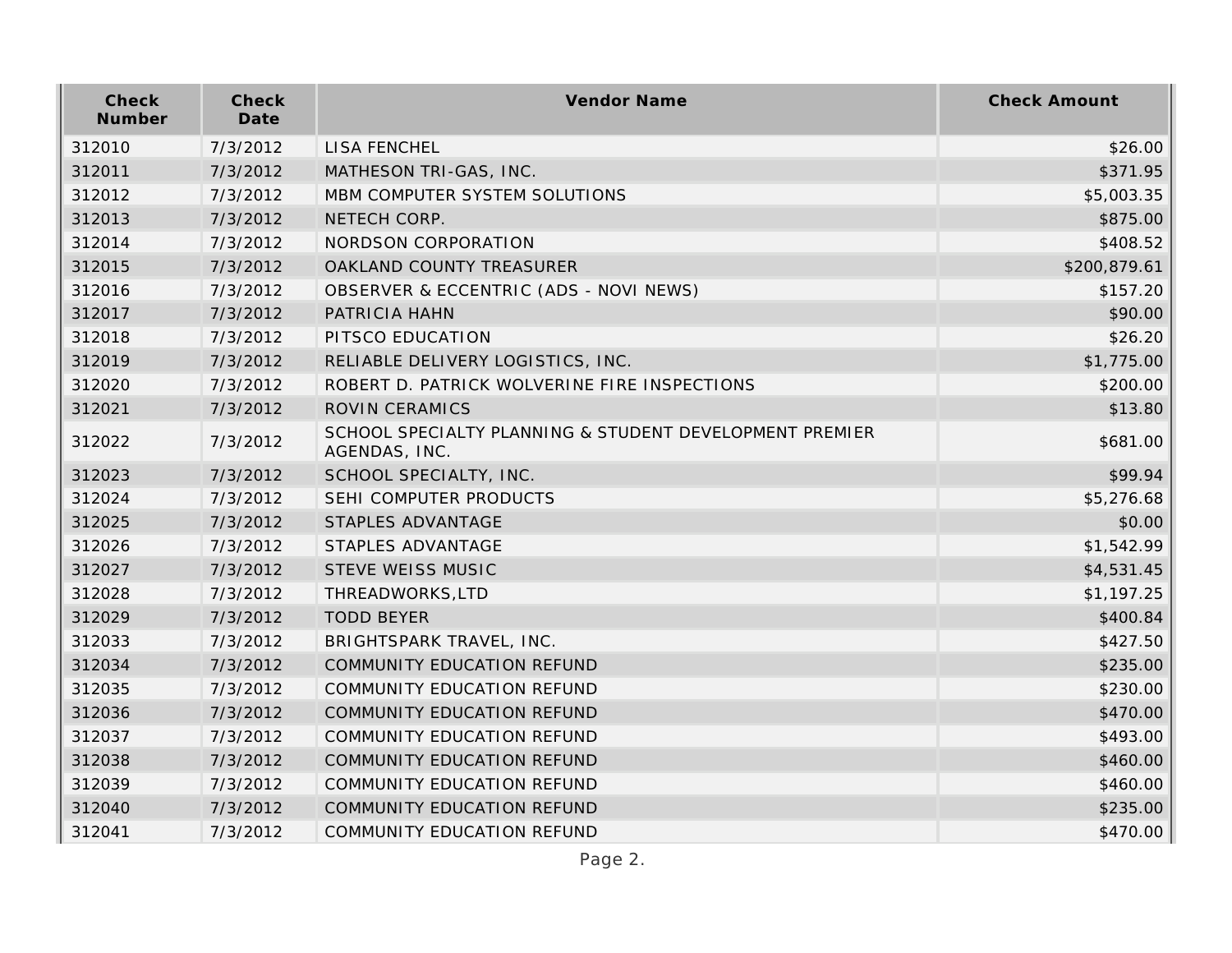| Check Number | Check Date | Vendor Name | Check Amount |
|---|---|---|---|
| 312010 | 7/3/2012 | LISA FENCHEL | $26.00 |
| 312011 | 7/3/2012 | MATHESON TRI-GAS, INC. | $371.95 |
| 312012 | 7/3/2012 | MBM COMPUTER SYSTEM SOLUTIONS | $5,003.35 |
| 312013 | 7/3/2012 | NETECH CORP. | $875.00 |
| 312014 | 7/3/2012 | NORDSON CORPORATION | $408.52 |
| 312015 | 7/3/2012 | OAKLAND COUNTY TREASURER | $200,879.61 |
| 312016 | 7/3/2012 | OBSERVER & ECCENTRIC (ADS - NOVI NEWS) | $157.20 |
| 312017 | 7/3/2012 | PATRICIA HAHN | $90.00 |
| 312018 | 7/3/2012 | PITSCO EDUCATION | $26.20 |
| 312019 | 7/3/2012 | RELIABLE DELIVERY LOGISTICS, INC. | $1,775.00 |
| 312020 | 7/3/2012 | ROBERT D. PATRICK WOLVERINE FIRE INSPECTIONS | $200.00 |
| 312021 | 7/3/2012 | ROVIN CERAMICS | $13.80 |
| 312022 | 7/3/2012 | SCHOOL SPECIALTY PLANNING & STUDENT DEVELOPMENT PREMIER AGENDAS, INC. | $681.00 |
| 312023 | 7/3/2012 | SCHOOL SPECIALTY, INC. | $99.94 |
| 312024 | 7/3/2012 | SEHI COMPUTER PRODUCTS | $5,276.68 |
| 312025 | 7/3/2012 | STAPLES ADVANTAGE | $0.00 |
| 312026 | 7/3/2012 | STAPLES ADVANTAGE | $1,542.99 |
| 312027 | 7/3/2012 | STEVE WEISS MUSIC | $4,531.45 |
| 312028 | 7/3/2012 | THREADWORKS,LTD | $1,197.25 |
| 312029 | 7/3/2012 | TODD BEYER | $400.84 |
| 312033 | 7/3/2012 | BRIGHTSPARK TRAVEL, INC. | $427.50 |
| 312034 | 7/3/2012 | COMMUNITY EDUCATION REFUND | $235.00 |
| 312035 | 7/3/2012 | COMMUNITY EDUCATION REFUND | $230.00 |
| 312036 | 7/3/2012 | COMMUNITY EDUCATION REFUND | $470.00 |
| 312037 | 7/3/2012 | COMMUNITY EDUCATION REFUND | $493.00 |
| 312038 | 7/3/2012 | COMMUNITY EDUCATION REFUND | $460.00 |
| 312039 | 7/3/2012 | COMMUNITY EDUCATION REFUND | $460.00 |
| 312040 | 7/3/2012 | COMMUNITY EDUCATION REFUND | $235.00 |
| 312041 | 7/3/2012 | COMMUNITY EDUCATION REFUND | $470.00 |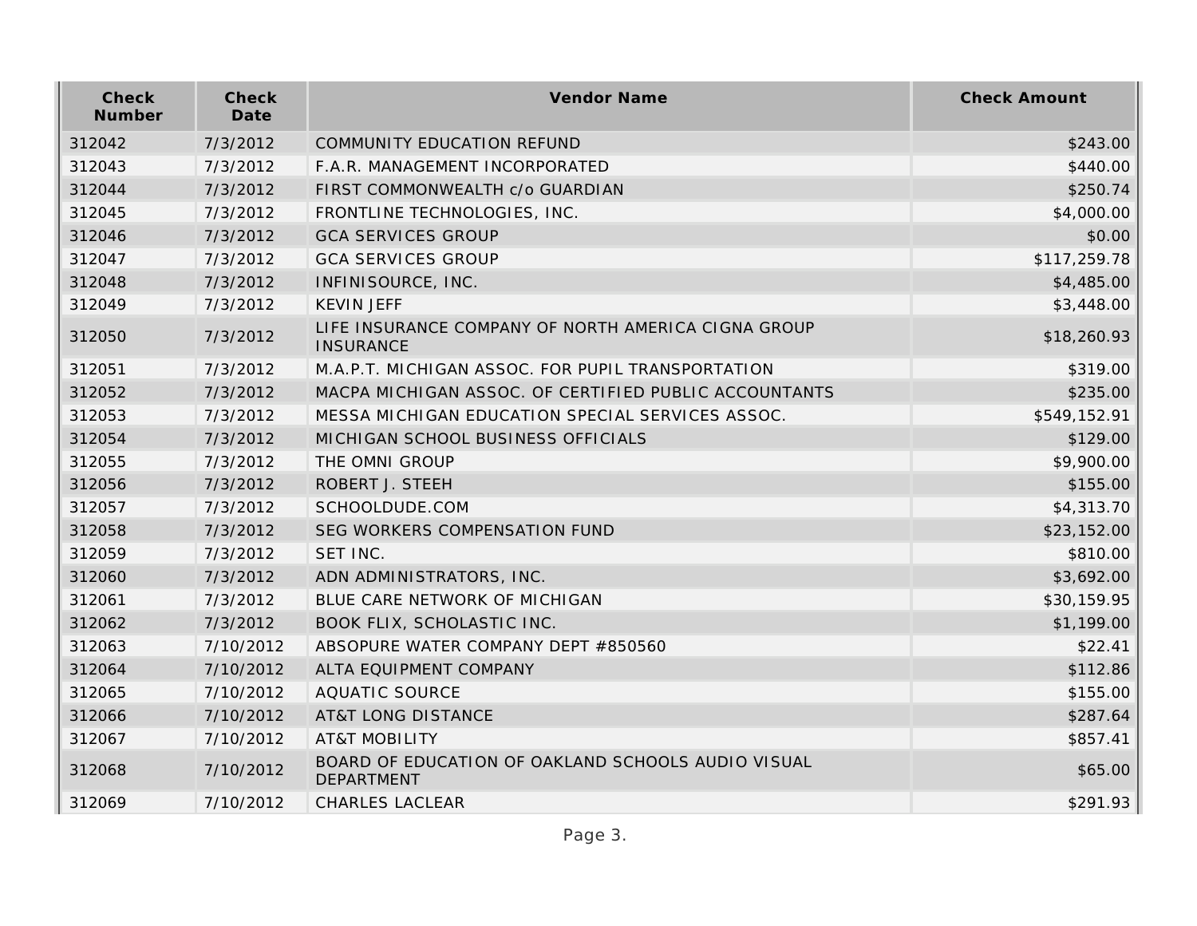| Check Number | Check Date | Vendor Name | Check Amount |
|---|---|---|---|
| 312042 | 7/3/2012 | COMMUNITY EDUCATION REFUND | $243.00 |
| 312043 | 7/3/2012 | F.A.R. MANAGEMENT INCORPORATED | $440.00 |
| 312044 | 7/3/2012 | FIRST COMMONWEALTH c/o GUARDIAN | $250.74 |
| 312045 | 7/3/2012 | FRONTLINE TECHNOLOGIES, INC. | $4,000.00 |
| 312046 | 7/3/2012 | GCA SERVICES GROUP | $0.00 |
| 312047 | 7/3/2012 | GCA SERVICES GROUP | $117,259.78 |
| 312048 | 7/3/2012 | INFINISOURCE, INC. | $4,485.00 |
| 312049 | 7/3/2012 | KEVIN JEFF | $3,448.00 |
| 312050 | 7/3/2012 | LIFE INSURANCE COMPANY OF NORTH AMERICA CIGNA GROUP INSURANCE | $18,260.93 |
| 312051 | 7/3/2012 | M.A.P.T. MICHIGAN ASSOC. FOR PUPIL TRANSPORTATION | $319.00 |
| 312052 | 7/3/2012 | MACPA MICHIGAN ASSOC. OF CERTIFIED PUBLIC ACCOUNTANTS | $235.00 |
| 312053 | 7/3/2012 | MESSA MICHIGAN EDUCATION SPECIAL SERVICES ASSOC. | $549,152.91 |
| 312054 | 7/3/2012 | MICHIGAN SCHOOL BUSINESS OFFICIALS | $129.00 |
| 312055 | 7/3/2012 | THE OMNI GROUP | $9,900.00 |
| 312056 | 7/3/2012 | ROBERT J. STEEH | $155.00 |
| 312057 | 7/3/2012 | SCHOOLDUDE.COM | $4,313.70 |
| 312058 | 7/3/2012 | SEG WORKERS COMPENSATION FUND | $23,152.00 |
| 312059 | 7/3/2012 | SET INC. | $810.00 |
| 312060 | 7/3/2012 | ADN ADMINISTRATORS, INC. | $3,692.00 |
| 312061 | 7/3/2012 | BLUE CARE NETWORK OF MICHIGAN | $30,159.95 |
| 312062 | 7/3/2012 | BOOK FLIX, SCHOLASTIC INC. | $1,199.00 |
| 312063 | 7/10/2012 | ABSOPURE WATER COMPANY DEPT #850560 | $22.41 |
| 312064 | 7/10/2012 | ALTA EQUIPMENT COMPANY | $112.86 |
| 312065 | 7/10/2012 | AQUATIC SOURCE | $155.00 |
| 312066 | 7/10/2012 | AT&T LONG DISTANCE | $287.64 |
| 312067 | 7/10/2012 | AT&T MOBILITY | $857.41 |
| 312068 | 7/10/2012 | BOARD OF EDUCATION OF OAKLAND SCHOOLS AUDIO VISUAL DEPARTMENT | $65.00 |
| 312069 | 7/10/2012 | CHARLES LACLEAR | $291.93 |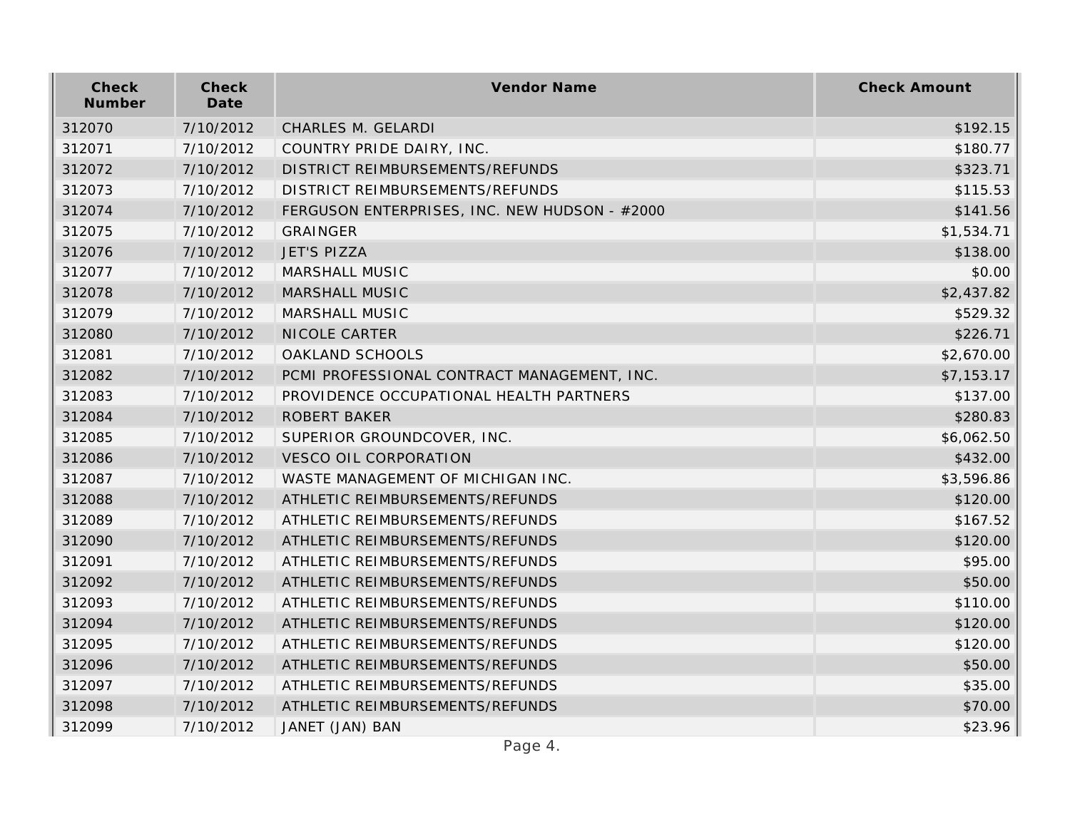| Check Number | Check Date | Vendor Name | Check Amount |
|---|---|---|---|
| 312070 | 7/10/2012 | CHARLES M. GELARDI | $192.15 |
| 312071 | 7/10/2012 | COUNTRY PRIDE DAIRY, INC. | $180.77 |
| 312072 | 7/10/2012 | DISTRICT REIMBURSEMENTS/REFUNDS | $323.71 |
| 312073 | 7/10/2012 | DISTRICT REIMBURSEMENTS/REFUNDS | $115.53 |
| 312074 | 7/10/2012 | FERGUSON ENTERPRISES, INC. NEW HUDSON - #2000 | $141.56 |
| 312075 | 7/10/2012 | GRAINGER | $1,534.71 |
| 312076 | 7/10/2012 | JET'S PIZZA | $138.00 |
| 312077 | 7/10/2012 | MARSHALL MUSIC | $0.00 |
| 312078 | 7/10/2012 | MARSHALL MUSIC | $2,437.82 |
| 312079 | 7/10/2012 | MARSHALL MUSIC | $529.32 |
| 312080 | 7/10/2012 | NICOLE CARTER | $226.71 |
| 312081 | 7/10/2012 | OAKLAND SCHOOLS | $2,670.00 |
| 312082 | 7/10/2012 | PCMI PROFESSIONAL CONTRACT MANAGEMENT, INC. | $7,153.17 |
| 312083 | 7/10/2012 | PROVIDENCE OCCUPATIONAL HEALTH PARTNERS | $137.00 |
| 312084 | 7/10/2012 | ROBERT BAKER | $280.83 |
| 312085 | 7/10/2012 | SUPERIOR GROUNDCOVER, INC. | $6,062.50 |
| 312086 | 7/10/2012 | VESCO OIL CORPORATION | $432.00 |
| 312087 | 7/10/2012 | WASTE MANAGEMENT OF MICHIGAN INC. | $3,596.86 |
| 312088 | 7/10/2012 | ATHLETIC REIMBURSEMENTS/REFUNDS | $120.00 |
| 312089 | 7/10/2012 | ATHLETIC REIMBURSEMENTS/REFUNDS | $167.52 |
| 312090 | 7/10/2012 | ATHLETIC REIMBURSEMENTS/REFUNDS | $120.00 |
| 312091 | 7/10/2012 | ATHLETIC REIMBURSEMENTS/REFUNDS | $95.00 |
| 312092 | 7/10/2012 | ATHLETIC REIMBURSEMENTS/REFUNDS | $50.00 |
| 312093 | 7/10/2012 | ATHLETIC REIMBURSEMENTS/REFUNDS | $110.00 |
| 312094 | 7/10/2012 | ATHLETIC REIMBURSEMENTS/REFUNDS | $120.00 |
| 312095 | 7/10/2012 | ATHLETIC REIMBURSEMENTS/REFUNDS | $120.00 |
| 312096 | 7/10/2012 | ATHLETIC REIMBURSEMENTS/REFUNDS | $50.00 |
| 312097 | 7/10/2012 | ATHLETIC REIMBURSEMENTS/REFUNDS | $35.00 |
| 312098 | 7/10/2012 | ATHLETIC REIMBURSEMENTS/REFUNDS | $70.00 |
| 312099 | 7/10/2012 | JANET (JAN) BAN | $23.96 |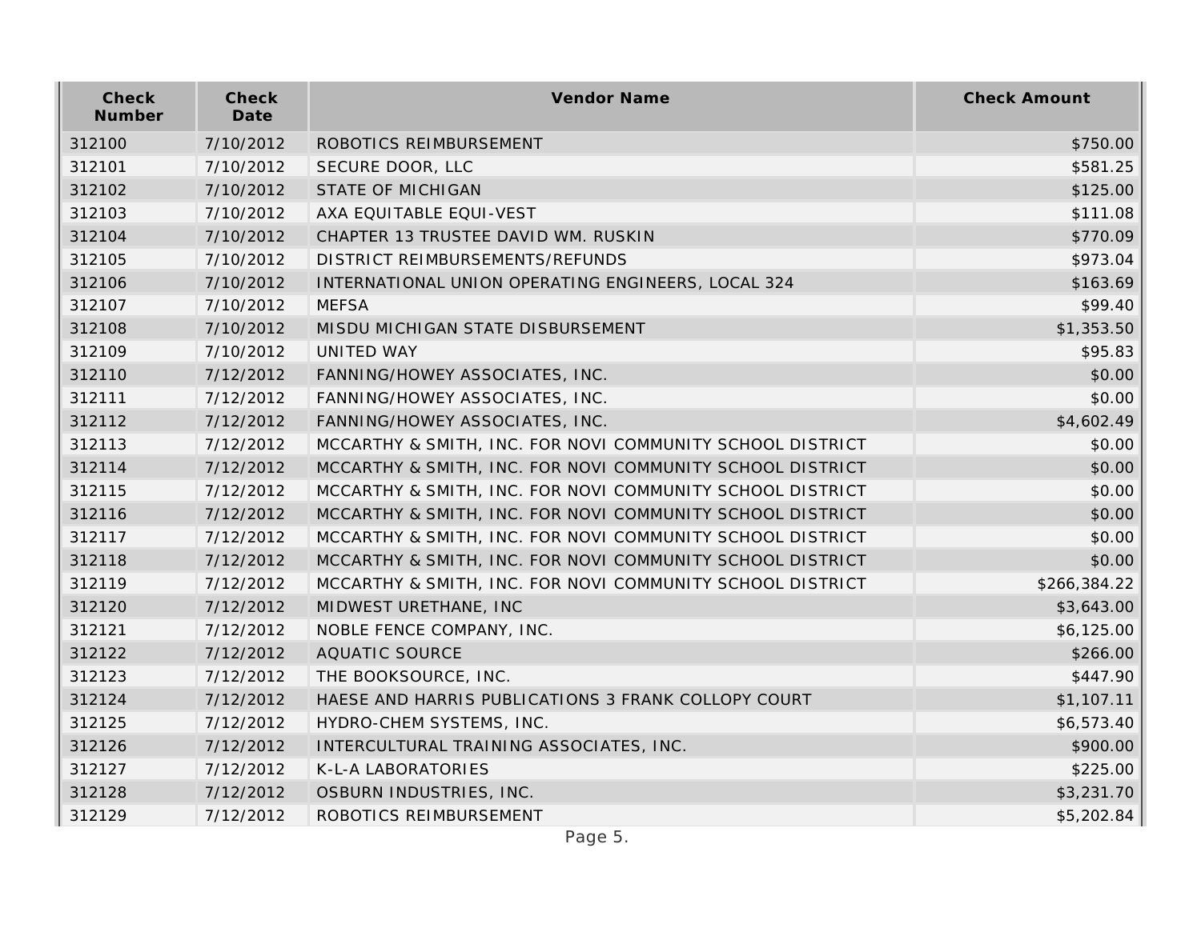| Check Number | Check Date | Vendor Name | Check Amount |
|---|---|---|---|
| 312100 | 7/10/2012 | ROBOTICS REIMBURSEMENT | $750.00 |
| 312101 | 7/10/2012 | SECURE DOOR, LLC | $581.25 |
| 312102 | 7/10/2012 | STATE OF MICHIGAN | $125.00 |
| 312103 | 7/10/2012 | AXA EQUITABLE EQUI-VEST | $111.08 |
| 312104 | 7/10/2012 | CHAPTER 13 TRUSTEE DAVID WM. RUSKIN | $770.09 |
| 312105 | 7/10/2012 | DISTRICT REIMBURSEMENTS/REFUNDS | $973.04 |
| 312106 | 7/10/2012 | INTERNATIONAL UNION OPERATING ENGINEERS, LOCAL 324 | $163.69 |
| 312107 | 7/10/2012 | MEFSA | $99.40 |
| 312108 | 7/10/2012 | MISDU MICHIGAN STATE DISBURSEMENT | $1,353.50 |
| 312109 | 7/10/2012 | UNITED WAY | $95.83 |
| 312110 | 7/12/2012 | FANNING/HOWEY ASSOCIATES, INC. | $0.00 |
| 312111 | 7/12/2012 | FANNING/HOWEY ASSOCIATES, INC. | $0.00 |
| 312112 | 7/12/2012 | FANNING/HOWEY ASSOCIATES, INC. | $4,602.49 |
| 312113 | 7/12/2012 | MCCARTHY & SMITH, INC. FOR NOVI COMMUNITY SCHOOL DISTRICT | $0.00 |
| 312114 | 7/12/2012 | MCCARTHY & SMITH, INC. FOR NOVI COMMUNITY SCHOOL DISTRICT | $0.00 |
| 312115 | 7/12/2012 | MCCARTHY & SMITH, INC. FOR NOVI COMMUNITY SCHOOL DISTRICT | $0.00 |
| 312116 | 7/12/2012 | MCCARTHY & SMITH, INC. FOR NOVI COMMUNITY SCHOOL DISTRICT | $0.00 |
| 312117 | 7/12/2012 | MCCARTHY & SMITH, INC. FOR NOVI COMMUNITY SCHOOL DISTRICT | $0.00 |
| 312118 | 7/12/2012 | MCCARTHY & SMITH, INC. FOR NOVI COMMUNITY SCHOOL DISTRICT | $0.00 |
| 312119 | 7/12/2012 | MCCARTHY & SMITH, INC. FOR NOVI COMMUNITY SCHOOL DISTRICT | $266,384.22 |
| 312120 | 7/12/2012 | MIDWEST URETHANE, INC | $3,643.00 |
| 312121 | 7/12/2012 | NOBLE FENCE COMPANY, INC. | $6,125.00 |
| 312122 | 7/12/2012 | AQUATIC SOURCE | $266.00 |
| 312123 | 7/12/2012 | THE BOOKSOURCE, INC. | $447.90 |
| 312124 | 7/12/2012 | HAESE AND HARRIS PUBLICATIONS 3 FRANK COLLOPY COURT | $1,107.11 |
| 312125 | 7/12/2012 | HYDRO-CHEM SYSTEMS, INC. | $6,573.40 |
| 312126 | 7/12/2012 | INTERCULTURAL TRAINING ASSOCIATES, INC. | $900.00 |
| 312127 | 7/12/2012 | K-L-A LABORATORIES | $225.00 |
| 312128 | 7/12/2012 | OSBURN INDUSTRIES, INC. | $3,231.70 |
| 312129 | 7/12/2012 | ROBOTICS REIMBURSEMENT | $5,202.84 |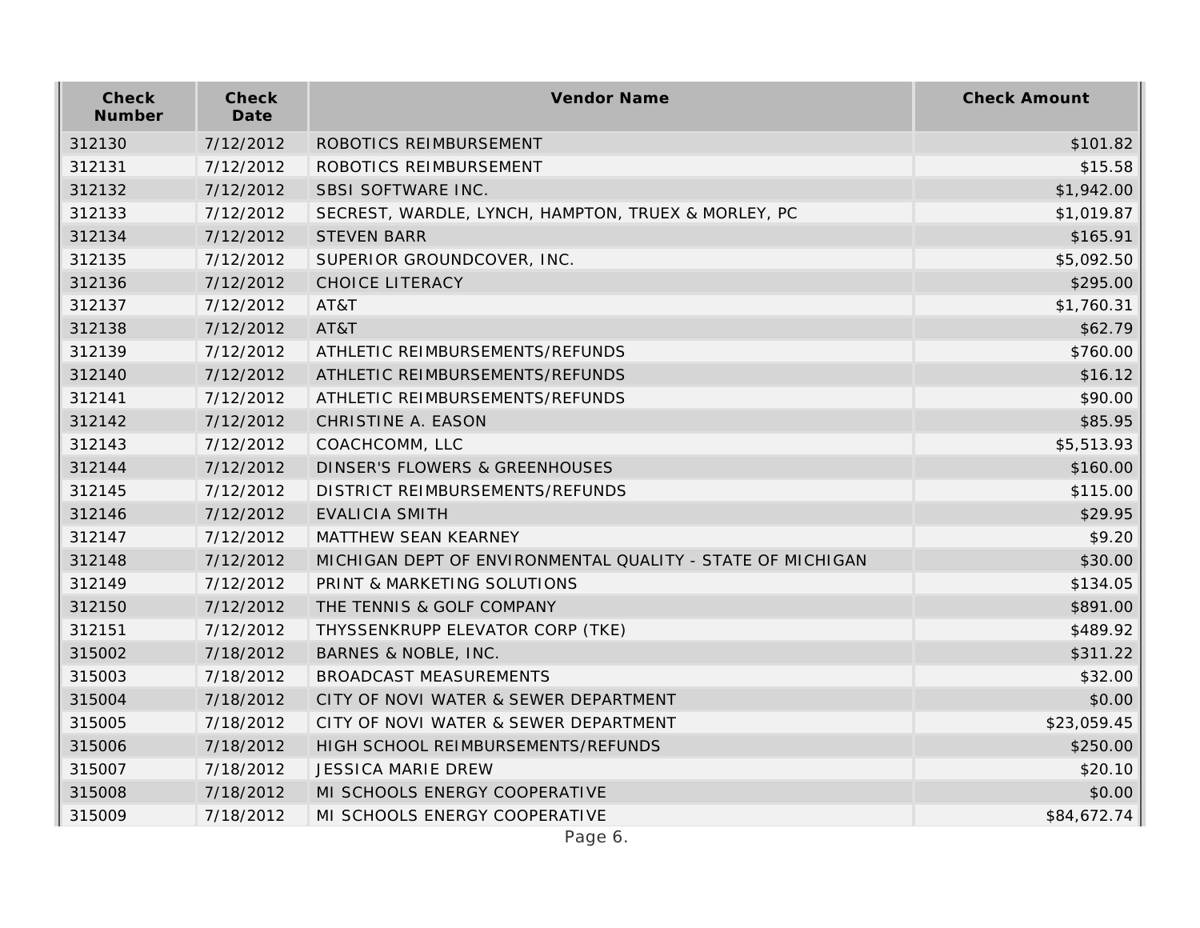| Check Number | Check Date | Vendor Name | Check Amount |
|---|---|---|---|
| 312130 | 7/12/2012 | ROBOTICS REIMBURSEMENT | $101.82 |
| 312131 | 7/12/2012 | ROBOTICS REIMBURSEMENT | $15.58 |
| 312132 | 7/12/2012 | SBSI SOFTWARE INC. | $1,942.00 |
| 312133 | 7/12/2012 | SECREST, WARDLE, LYNCH, HAMPTON, TRUEX & MORLEY, PC | $1,019.87 |
| 312134 | 7/12/2012 | STEVEN BARR | $165.91 |
| 312135 | 7/12/2012 | SUPERIOR GROUNDCOVER, INC. | $5,092.50 |
| 312136 | 7/12/2012 | CHOICE LITERACY | $295.00 |
| 312137 | 7/12/2012 | AT&T | $1,760.31 |
| 312138 | 7/12/2012 | AT&T | $62.79 |
| 312139 | 7/12/2012 | ATHLETIC REIMBURSEMENTS/REFUNDS | $760.00 |
| 312140 | 7/12/2012 | ATHLETIC REIMBURSEMENTS/REFUNDS | $16.12 |
| 312141 | 7/12/2012 | ATHLETIC REIMBURSEMENTS/REFUNDS | $90.00 |
| 312142 | 7/12/2012 | CHRISTINE A. EASON | $85.95 |
| 312143 | 7/12/2012 | COACHCOMM, LLC | $5,513.93 |
| 312144 | 7/12/2012 | DINSER'S FLOWERS & GREENHOUSES | $160.00 |
| 312145 | 7/12/2012 | DISTRICT REIMBURSEMENTS/REFUNDS | $115.00 |
| 312146 | 7/12/2012 | EVALICIA SMITH | $29.95 |
| 312147 | 7/12/2012 | MATTHEW SEAN KEARNEY | $9.20 |
| 312148 | 7/12/2012 | MICHIGAN DEPT OF ENVIRONMENTAL QUALITY - STATE OF MICHIGAN | $30.00 |
| 312149 | 7/12/2012 | PRINT & MARKETING SOLUTIONS | $134.05 |
| 312150 | 7/12/2012 | THE TENNIS & GOLF COMPANY | $891.00 |
| 312151 | 7/12/2012 | THYSSENKRUPP ELEVATOR CORP (TKE) | $489.92 |
| 315002 | 7/18/2012 | BARNES & NOBLE, INC. | $311.22 |
| 315003 | 7/18/2012 | BROADCAST MEASUREMENTS | $32.00 |
| 315004 | 7/18/2012 | CITY OF NOVI WATER & SEWER DEPARTMENT | $0.00 |
| 315005 | 7/18/2012 | CITY OF NOVI WATER & SEWER DEPARTMENT | $23,059.45 |
| 315006 | 7/18/2012 | HIGH SCHOOL REIMBURSEMENTS/REFUNDS | $250.00 |
| 315007 | 7/18/2012 | JESSICA MARIE DREW | $20.10 |
| 315008 | 7/18/2012 | MI SCHOOLS ENERGY COOPERATIVE | $0.00 |
| 315009 | 7/18/2012 | MI SCHOOLS ENERGY COOPERATIVE | $84,672.74 |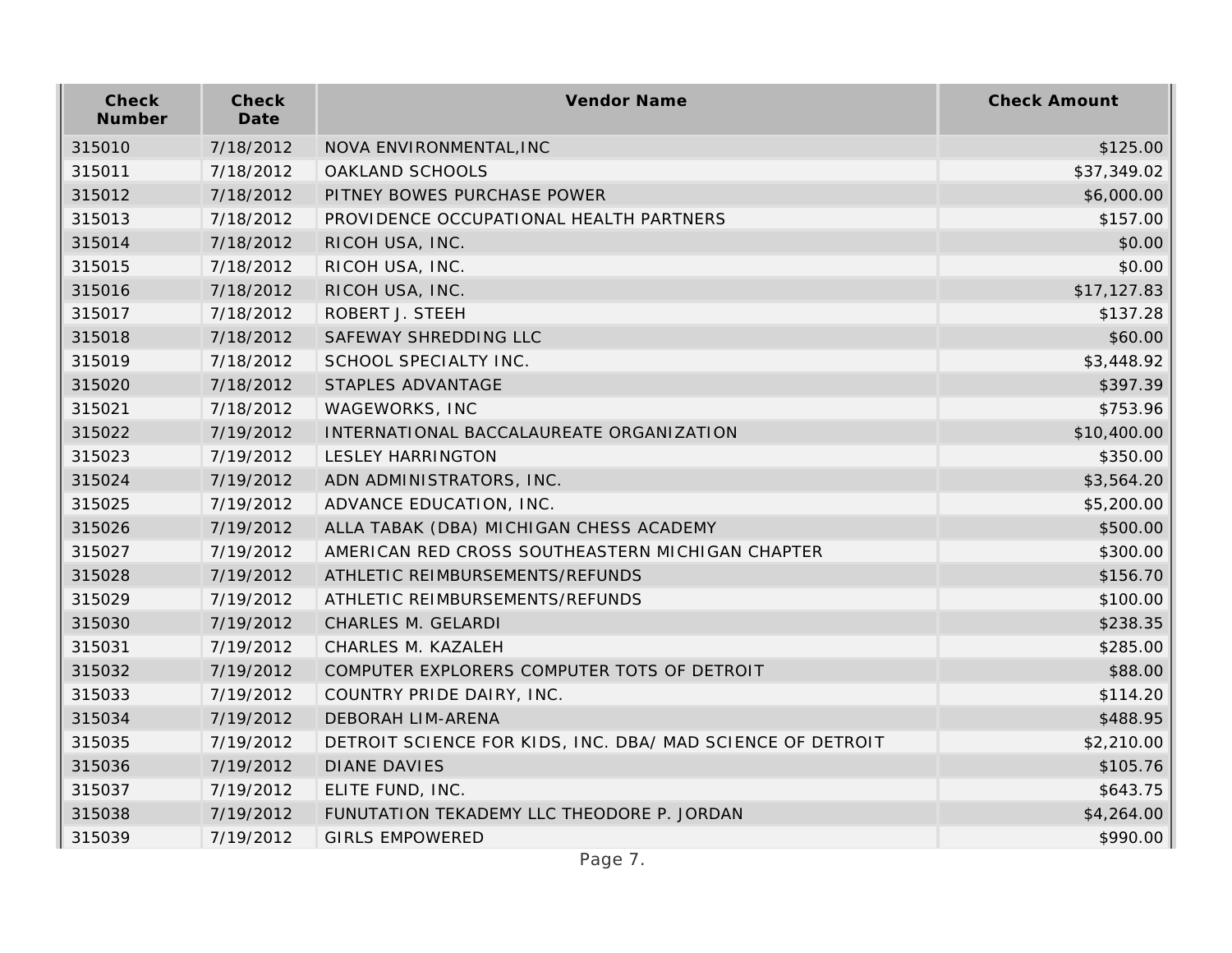| Check Number | Check Date | Vendor Name | Check Amount |
|---|---|---|---|
| 315010 | 7/18/2012 | NOVA ENVIRONMENTAL,INC | $125.00 |
| 315011 | 7/18/2012 | OAKLAND SCHOOLS | $37,349.02 |
| 315012 | 7/18/2012 | PITNEY BOWES PURCHASE POWER | $6,000.00 |
| 315013 | 7/18/2012 | PROVIDENCE OCCUPATIONAL HEALTH PARTNERS | $157.00 |
| 315014 | 7/18/2012 | RICOH USA, INC. | $0.00 |
| 315015 | 7/18/2012 | RICOH USA, INC. | $0.00 |
| 315016 | 7/18/2012 | RICOH USA, INC. | $17,127.83 |
| 315017 | 7/18/2012 | ROBERT J. STEEH | $137.28 |
| 315018 | 7/18/2012 | SAFEWAY SHREDDING LLC | $60.00 |
| 315019 | 7/18/2012 | SCHOOL SPECIALTY INC. | $3,448.92 |
| 315020 | 7/18/2012 | STAPLES ADVANTAGE | $397.39 |
| 315021 | 7/18/2012 | WAGEWORKS, INC | $753.96 |
| 315022 | 7/19/2012 | INTERNATIONAL BACCALAUREATE ORGANIZATION | $10,400.00 |
| 315023 | 7/19/2012 | LESLEY HARRINGTON | $350.00 |
| 315024 | 7/19/2012 | ADN ADMINISTRATORS, INC. | $3,564.20 |
| 315025 | 7/19/2012 | ADVANCE EDUCATION, INC. | $5,200.00 |
| 315026 | 7/19/2012 | ALLA TABAK (DBA) MICHIGAN CHESS ACADEMY | $500.00 |
| 315027 | 7/19/2012 | AMERICAN RED CROSS SOUTHEASTERN MICHIGAN CHAPTER | $300.00 |
| 315028 | 7/19/2012 | ATHLETIC REIMBURSEMENTS/REFUNDS | $156.70 |
| 315029 | 7/19/2012 | ATHLETIC REIMBURSEMENTS/REFUNDS | $100.00 |
| 315030 | 7/19/2012 | CHARLES M. GELARDI | $238.35 |
| 315031 | 7/19/2012 | CHARLES M. KAZALEH | $285.00 |
| 315032 | 7/19/2012 | COMPUTER EXPLORERS COMPUTER TOTS OF DETROIT | $88.00 |
| 315033 | 7/19/2012 | COUNTRY PRIDE DAIRY, INC. | $114.20 |
| 315034 | 7/19/2012 | DEBORAH LIM-ARENA | $488.95 |
| 315035 | 7/19/2012 | DETROIT SCIENCE FOR KIDS, INC. DBA/ MAD SCIENCE OF DETROIT | $2,210.00 |
| 315036 | 7/19/2012 | DIANE DAVIES | $105.76 |
| 315037 | 7/19/2012 | ELITE FUND, INC. | $643.75 |
| 315038 | 7/19/2012 | FUNUTATION TEKADEMY LLC THEODORE P. JORDAN | $4,264.00 |
| 315039 | 7/19/2012 | GIRLS EMPOWERED | $990.00 |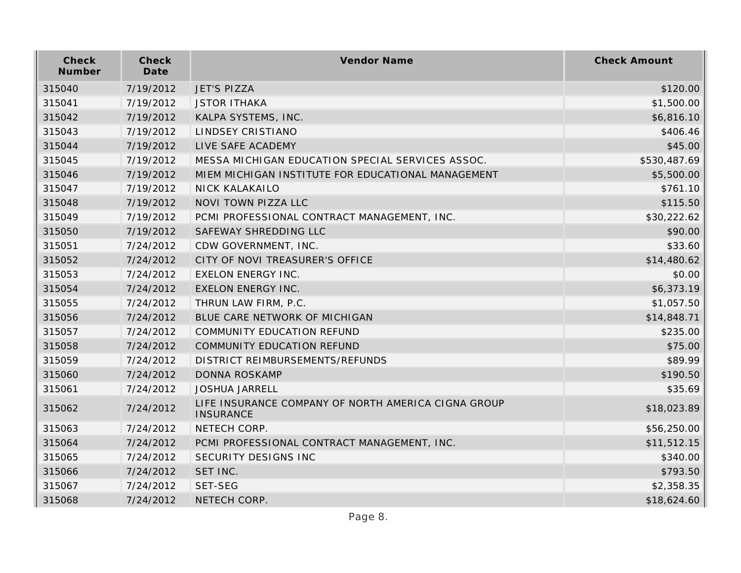| Check Number | Check Date | Vendor Name | Check Amount |
|---|---|---|---|
| 315040 | 7/19/2012 | JET'S PIZZA | $120.00 |
| 315041 | 7/19/2012 | JSTOR ITHAKA | $1,500.00 |
| 315042 | 7/19/2012 | KALPA SYSTEMS, INC. | $6,816.10 |
| 315043 | 7/19/2012 | LINDSEY CRISTIANO | $406.46 |
| 315044 | 7/19/2012 | LIVE SAFE ACADEMY | $45.00 |
| 315045 | 7/19/2012 | MESSA MICHIGAN EDUCATION SPECIAL SERVICES ASSOC. | $530,487.69 |
| 315046 | 7/19/2012 | MIEM MICHIGAN INSTITUTE FOR EDUCATIONAL MANAGEMENT | $5,500.00 |
| 315047 | 7/19/2012 | NICK KALAKAILO | $761.10 |
| 315048 | 7/19/2012 | NOVI TOWN PIZZA LLC | $115.50 |
| 315049 | 7/19/2012 | PCMI PROFESSIONAL CONTRACT MANAGEMENT, INC. | $30,222.62 |
| 315050 | 7/19/2012 | SAFEWAY SHREDDING LLC | $90.00 |
| 315051 | 7/24/2012 | CDW GOVERNMENT, INC. | $33.60 |
| 315052 | 7/24/2012 | CITY OF NOVI TREASURER'S OFFICE | $14,480.62 |
| 315053 | 7/24/2012 | EXELON ENERGY INC. | $0.00 |
| 315054 | 7/24/2012 | EXELON ENERGY INC. | $6,373.19 |
| 315055 | 7/24/2012 | THRUN LAW FIRM, P.C. | $1,057.50 |
| 315056 | 7/24/2012 | BLUE CARE NETWORK OF MICHIGAN | $14,848.71 |
| 315057 | 7/24/2012 | COMMUNITY EDUCATION REFUND | $235.00 |
| 315058 | 7/24/2012 | COMMUNITY EDUCATION REFUND | $75.00 |
| 315059 | 7/24/2012 | DISTRICT REIMBURSEMENTS/REFUNDS | $89.99 |
| 315060 | 7/24/2012 | DONNA ROSKAMP | $190.50 |
| 315061 | 7/24/2012 | JOSHUA JARRELL | $35.69 |
| 315062 | 7/24/2012 | LIFE INSURANCE COMPANY OF NORTH AMERICA CIGNA GROUP INSURANCE | $18,023.89 |
| 315063 | 7/24/2012 | NETECH CORP. | $56,250.00 |
| 315064 | 7/24/2012 | PCMI PROFESSIONAL CONTRACT MANAGEMENT, INC. | $11,512.15 |
| 315065 | 7/24/2012 | SECURITY DESIGNS INC | $340.00 |
| 315066 | 7/24/2012 | SET INC. | $793.50 |
| 315067 | 7/24/2012 | SET-SEG | $2,358.35 |
| 315068 | 7/24/2012 | NETECH CORP. | $18,624.60 |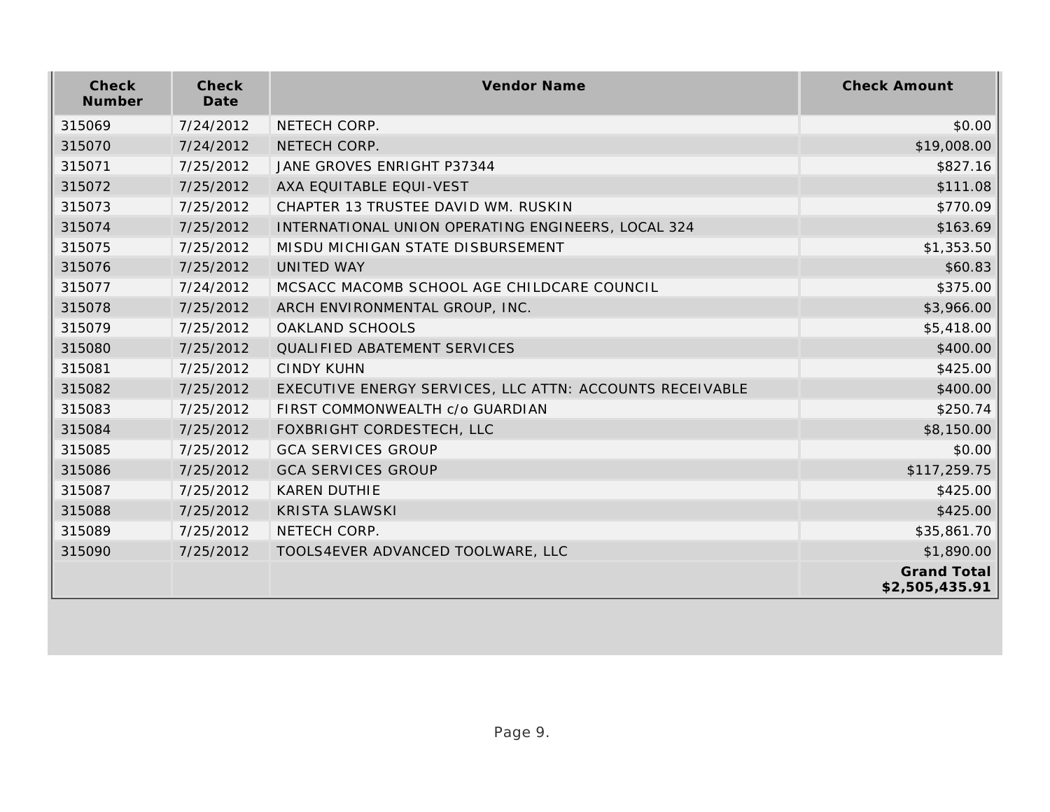| Check Number | Check Date | Vendor Name | Check Amount |
|---|---|---|---|
| 315069 | 7/24/2012 | NETECH CORP. | $0.00 |
| 315070 | 7/24/2012 | NETECH CORP. | $19,008.00 |
| 315071 | 7/25/2012 | JANE GROVES ENRIGHT P37344 | $827.16 |
| 315072 | 7/25/2012 | AXA EQUITABLE EQUI-VEST | $111.08 |
| 315073 | 7/25/2012 | CHAPTER 13 TRUSTEE DAVID WM. RUSKIN | $770.09 |
| 315074 | 7/25/2012 | INTERNATIONAL UNION OPERATING ENGINEERS, LOCAL 324 | $163.69 |
| 315075 | 7/25/2012 | MISDU MICHIGAN STATE DISBURSEMENT | $1,353.50 |
| 315076 | 7/25/2012 | UNITED WAY | $60.83 |
| 315077 | 7/24/2012 | MCSACC MACOMB SCHOOL AGE CHILDCARE COUNCIL | $375.00 |
| 315078 | 7/25/2012 | ARCH ENVIRONMENTAL GROUP, INC. | $3,966.00 |
| 315079 | 7/25/2012 | OAKLAND SCHOOLS | $5,418.00 |
| 315080 | 7/25/2012 | QUALIFIED ABATEMENT SERVICES | $400.00 |
| 315081 | 7/25/2012 | CINDY KUHN | $425.00 |
| 315082 | 7/25/2012 | EXECUTIVE ENERGY SERVICES, LLC ATTN: ACCOUNTS RECEIVABLE | $400.00 |
| 315083 | 7/25/2012 | FIRST COMMONWEALTH c/o GUARDIAN | $250.74 |
| 315084 | 7/25/2012 | FOXBRIGHT CORDESTECH, LLC | $8,150.00 |
| 315085 | 7/25/2012 | GCA SERVICES GROUP | $0.00 |
| 315086 | 7/25/2012 | GCA SERVICES GROUP | $117,259.75 |
| 315087 | 7/25/2012 | KAREN DUTHIE | $425.00 |
| 315088 | 7/25/2012 | KRISTA SLAWSKI | $425.00 |
| 315089 | 7/25/2012 | NETECH CORP. | $35,861.70 |
| 315090 | 7/25/2012 | TOOLS4EVER ADVANCED TOOLWARE, LLC | $1,890.00 |
| | | | **Grand Total $2,505,435.91** |